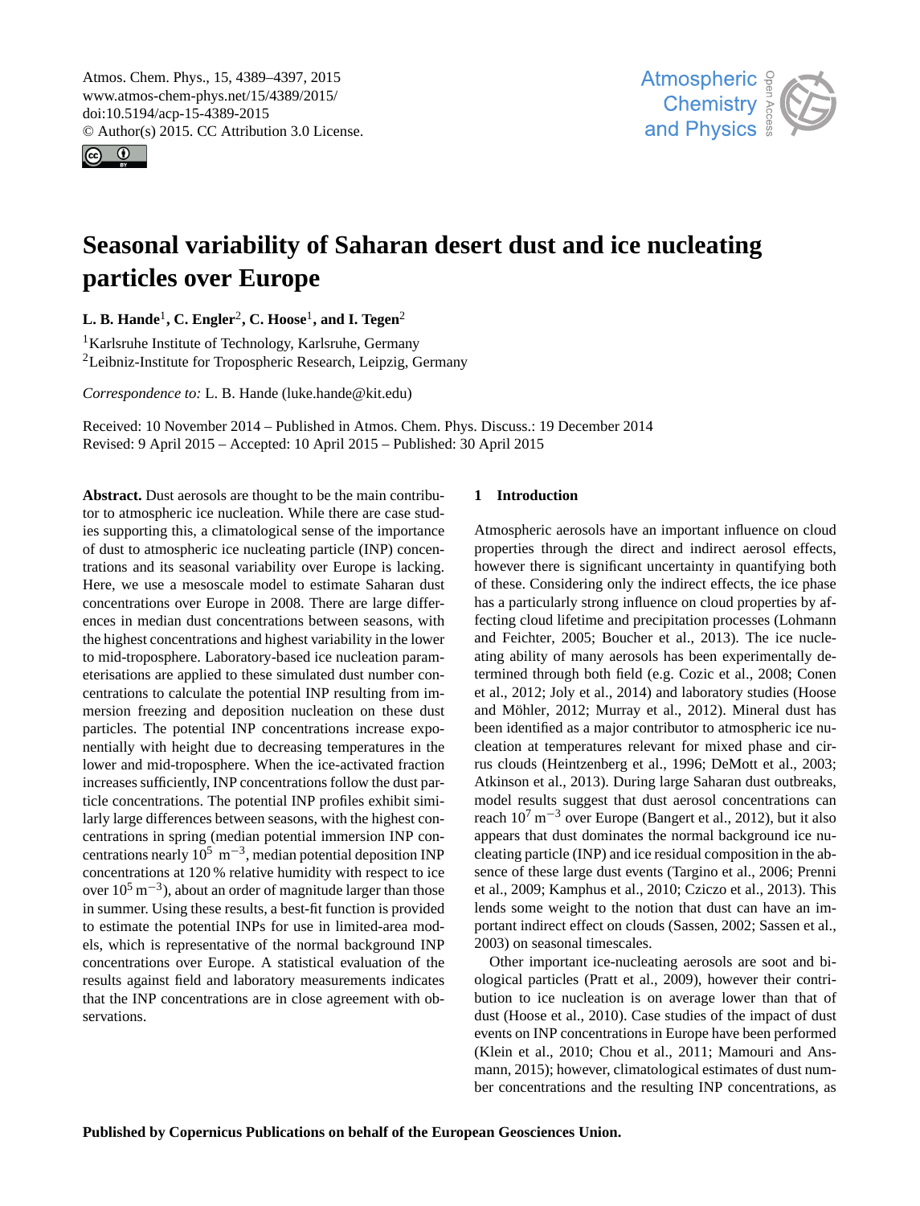# Seasonal variability of Saharan desert dust and ice nucleating particles over Europe

**L. B. Hande[1], C. Engler[2], C. Hoose[1], and I. Tegen[2]**

[1]Karlsruhe Institute of Technology, Karlsruhe, Germany
[2]Leibniz-Institute for Tropospheric Research, Leipzig, Germany

*Correspondence to:* L. B. Hande (luke.hande@kit.edu)

Received: 10 November 2014 – Published in Atmos. Chem. Phys. Discuss.: 19 December 2014
Revised: 9 April 2015 – Accepted: 10 April 2015 – Published: 30 April 2015

**Abstract.** Dust aerosols are thought to be the main contributor to atmospheric ice nucleation. While there are case studies supporting this, a climatological sense of the importance of dust to atmospheric ice nucleating particle (INP) concentrations and its seasonal variability over Europe is lacking. Here, we use a mesoscale model to estimate Saharan dust concentrations over Europe in 2008. There are large differences in median dust concentrations between seasons, with the highest concentrations and highest variability in the lower to mid-troposphere. Laboratory-based ice nucleation parameterisations are applied to these simulated dust number concentrations to calculate the potential INP resulting from immersion freezing and deposition nucleation on these dust particles. The potential INP concentrations increase exponentially with height due to decreasing temperatures in the lower and mid-troposphere. When the ice-activated fraction increases sufficiently, INP concentrations follow the dust particle concentrations. The potential INP profiles exhibit similarly large differences between seasons, with the highest concentrations in spring (median potential immersion INP concentrations nearly $10^5$ $m^{-3}$, median potential deposition INP concentrations at 120 % relative humidity with respect to ice over $10^5$ $m^{-3}$), about an order of magnitude larger than those in summer. Using these results, a best-fit function is provided to estimate the potential INPs for use in limited-area models, which is representative of the normal background INP concentrations over Europe. A statistical evaluation of the results against field and laboratory measurements indicates that the INP concentrations are in close agreement with observations.

## 1 Introduction

Atmospheric aerosols have an important influence on cloud properties through the direct and indirect aerosol effects, however there is significant uncertainty in quantifying both of these. Considering only the indirect effects, the ice phase has a particularly strong influence on cloud properties by affecting cloud lifetime and precipitation processes (Lohmann and Feichter, 2005; Boucher et al., 2013). The ice nucleating ability of many aerosols has been experimentally determined through both field (e.g. Cozic et al., 2008; Conen et al., 2012; Joly et al., 2014) and laboratory studies (Hoose and Möhler, 2012; Murray et al., 2012). Mineral dust has been identified as a major contributor to atmospheric ice nucleation at temperatures relevant for mixed phase and cirrus clouds (Heintzenberg et al., 1996; DeMott et al., 2003; Atkinson et al., 2013). During large Saharan dust outbreaks, model results suggest that dust aerosol concentrations can reach $10^7$ $m^{-3}$ over Europe (Bangert et al., 2012), but it also appears that dust dominates the normal background ice nucleating particle (INP) and ice residual composition in the absence of these large dust events (Targino et al., 2006; Prenni et al., 2009; Kamphus et al., 2010; Cziczo et al., 2013). This lends some weight to the notion that dust can have an important indirect effect on clouds (Sassen, 2002; Sassen et al., 2003) on seasonal timescales.

Other important ice-nucleating aerosols are soot and biological particles (Pratt et al., 2009), however their contribution to ice nucleation is on average lower than that of dust (Hoose et al., 2010). Case studies of the impact of dust events on INP concentrations in Europe have been performed (Klein et al., 2010; Chou et al., 2011; Mamouri and Ansmann, 2015); however, climatological estimates of dust number concentrations and the resulting INP concentrations, as

Published by Copernicus Publications on behalf of the European Geosciences Union.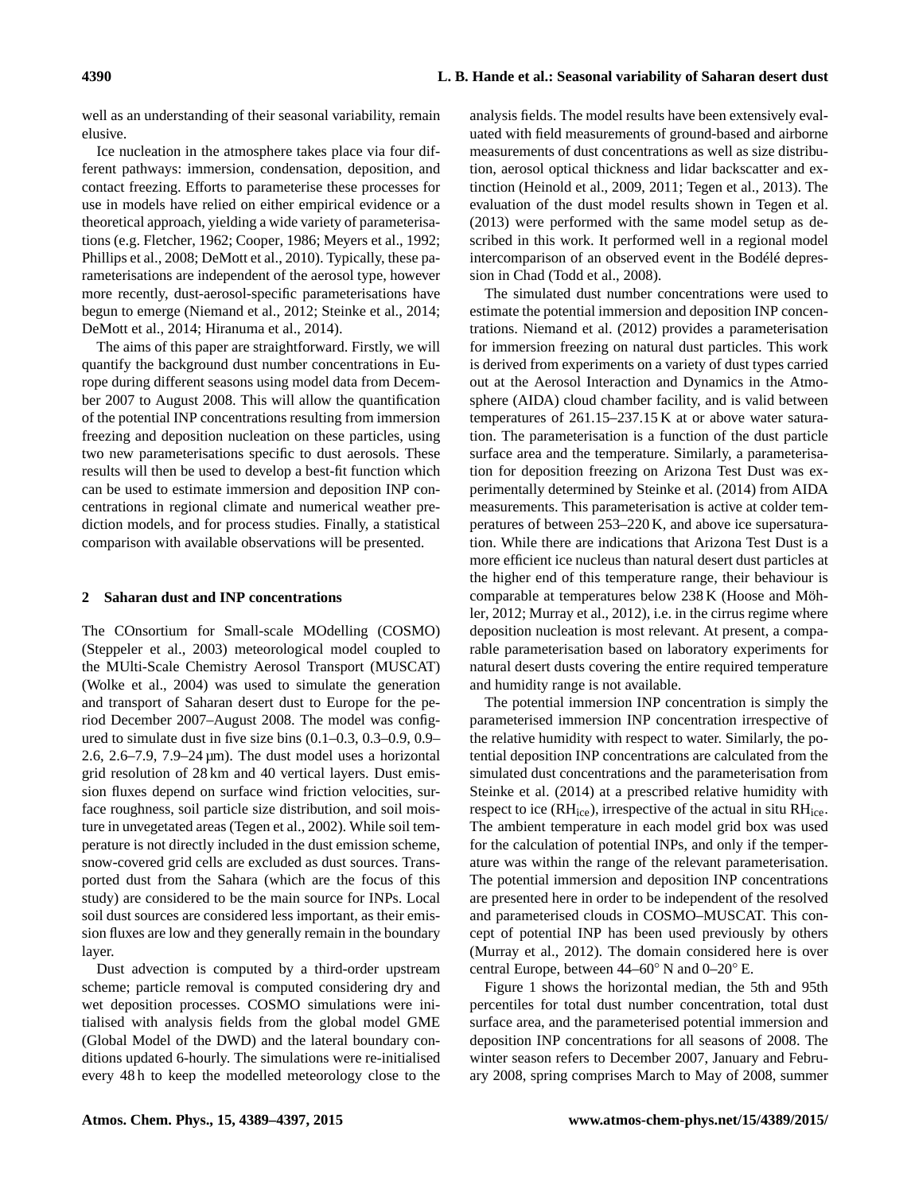well as an understanding of their seasonal variability, remain elusive.

Ice nucleation in the atmosphere takes place via four different pathways: immersion, condensation, deposition, and contact freezing. Efforts to parameterise these processes for use in models have relied on either empirical evidence or a theoretical approach, yielding a wide variety of parameterisations (e.g. Fletcher, 1962; Cooper, 1986; Meyers et al., 1992; Phillips et al., 2008; DeMott et al., 2010). Typically, these parameterisations are independent of the aerosol type, however more recently, dust-aerosol-specific parameterisations have begun to emerge (Niemand et al., 2012; Steinke et al., 2014; DeMott et al., 2014; Hiranuma et al., 2014).

The aims of this paper are straightforward. Firstly, we will quantify the background dust number concentrations in Europe during different seasons using model data from December 2007 to August 2008. This will allow the quantification of the potential INP concentrations resulting from immersion freezing and deposition nucleation on these particles, using two new parameterisations specific to dust aerosols. These results will then be used to develop a best-fit function which can be used to estimate immersion and deposition INP concentrations in regional climate and numerical weather prediction models, and for process studies. Finally, a statistical comparison with available observations will be presented.

## 2 Saharan dust and INP concentrations

The COnsortium for Small-scale MOdelling (COSMO) (Steppeler et al., 2003) meteorological model coupled to the MUlti-Scale Chemistry Aerosol Transport (MUSCAT) (Wolke et al., 2004) was used to simulate the generation and transport of Saharan desert dust to Europe for the period December 2007–August 2008. The model was configured to simulate dust in five size bins (0.1–0.3, 0.3–0.9, 0.9–2.6, 2.6–7.9, 7.9–24 µm). The dust model uses a horizontal grid resolution of 28 km and 40 vertical layers. Dust emission fluxes depend on surface wind friction velocities, surface roughness, soil particle size distribution, and soil moisture in unvegetated areas (Tegen et al., 2002). While soil temperature is not directly included in the dust emission scheme, snow-covered grid cells are excluded as dust sources. Transported dust from the Sahara (which are the focus of this study) are considered to be the main source for INPs. Local soil dust sources are considered less important, as their emission fluxes are low and they generally remain in the boundary layer.

Dust advection is computed by a third-order upstream scheme; particle removal is computed considering dry and wet deposition processes. COSMO simulations were initialised with analysis fields from the global model GME (Global Model of the DWD) and the lateral boundary conditions updated 6-hourly. The simulations were re-initialised every 48 h to keep the modelled meteorology close to the analysis fields. The model results have been extensively evaluated with field measurements of ground-based and airborne measurements of dust concentrations as well as size distribution, aerosol optical thickness and lidar backscatter and extinction (Heinold et al., 2009, 2011; Tegen et al., 2013). The evaluation of the dust model results shown in Tegen et al. (2013) were performed with the same model setup as described in this work. It performed well in a regional model intercomparison of an observed event in the Bodélé depression in Chad (Todd et al., 2008).

The simulated dust number concentrations were used to estimate the potential immersion and deposition INP concentrations. Niemand et al. (2012) provides a parameterisation for immersion freezing on natural dust particles. This work is derived from experiments on a variety of dust types carried out at the Aerosol Interaction and Dynamics in the Atmosphere (AIDA) cloud chamber facility, and is valid between temperatures of 261.15–237.15 K at or above water saturation. The parameterisation is a function of the dust particle surface area and the temperature. Similarly, a parameterisation for deposition freezing on Arizona Test Dust was experimentally determined by Steinke et al. (2014) from AIDA measurements. This parameterisation is active at colder temperatures of between 253–220 K, and above ice supersaturation. While there are indications that Arizona Test Dust is a more efficient ice nucleus than natural desert dust particles at the higher end of this temperature range, their behaviour is comparable at temperatures below 238 K (Hoose and Möhler, 2012; Murray et al., 2012), i.e. in the cirrus regime where deposition nucleation is most relevant. At present, a comparable parameterisation based on laboratory experiments for natural desert dusts covering the entire required temperature and humidity range is not available.

The potential immersion INP concentration is simply the parameterised immersion INP concentration irrespective of the relative humidity with respect to water. Similarly, the potential deposition INP concentrations are calculated from the simulated dust concentrations and the parameterisation from Steinke et al. (2014) at a prescribed relative humidity with respect to ice ($RH_{ice}$), irrespective of the actual in situ $RH_{ice}$. The ambient temperature in each model grid box was used for the calculation of potential INPs, and only if the temperature was within the range of the relevant parameterisation. The potential immersion and deposition INP concentrations are presented here in order to be independent of the resolved and parameterised clouds in COSMO–MUSCAT. This concept of potential INP has been used previously by others (Murray et al., 2012). The domain considered here is over central Europe, between 44–60° N and 0–20° E.

Figure 1 shows the horizontal median, the 5th and 95th percentiles for total dust number concentration, total dust surface area, and the parameterised potential immersion and deposition INP concentrations for all seasons of 2008. The winter season refers to December 2007, January and February 2008, spring comprises March to May of 2008, summer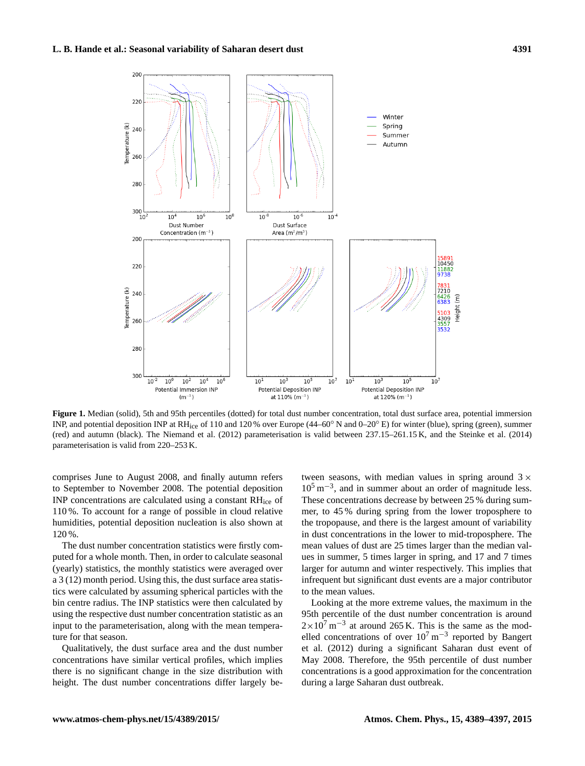**Figure 1.** Median (solid), 5th and 95th percentiles (dotted) for total dust number concentration, total dust surface area, potential immersion INP, and potential deposition INP at $RH_{ice}$ of 110 and 120 % over Europe (44–60° N and 0–20° E) for winter (blue), spring (green), summer (red) and autumn (black). The Niemand et al. (2012) parameterisation is valid between 237.15–261.15 K, and the Steinke et al. (2014) parameterisation is valid from 220–253 K.

comprises June to August 2008, and finally autumn refers to September to November 2008. The potential deposition INP concentrations are calculated using a constant $RH_{ice}$ of 110 %. To account for a range of possible in cloud relative humidities, potential deposition nucleation is also shown at 120 %.

The dust number concentration statistics were firstly computed for a whole month. Then, in order to calculate seasonal (yearly) statistics, the monthly statistics were averaged over a 3 (12) month period. Using this, the dust surface area statistics were calculated by assuming spherical particles with the bin centre radius. The INP statistics were then calculated by using the respective dust number concentration statistic as an input to the parameterisation, along with the mean temperature for that season.

Qualitatively, the dust surface area and the dust number concentrations have similar vertical profiles, which implies there is no significant change in the size distribution with height. The dust number concentrations differ largely between seasons, with median values in spring around $3 \times 10^5\ m^{-3}$, and in summer about an order of magnitude less. These concentrations decrease by between 25 % during summer, to 45 % during spring from the lower troposphere to the tropopause, and there is the largest amount of variability in dust concentrations in the lower to mid-troposphere. The mean values of dust are 25 times larger than the median values in summer, 5 times larger in spring, and 17 and 7 times larger for autumn and winter respectively. This implies that infrequent but significant dust events are a major contributor to the mean values.

Looking at the more extreme values, the maximum in the 95th percentile of the dust number concentration is around $2 \times 10^7\ m^{-3}$ at around 265 K. This is the same as the modelled concentrations of over $10^7\ m^{-3}$ reported by Bangert et al. (2012) during a significant Saharan dust event of May 2008. Therefore, the 95th percentile of dust number concentrations is a good approximation for the concentration during a large Saharan dust outbreak.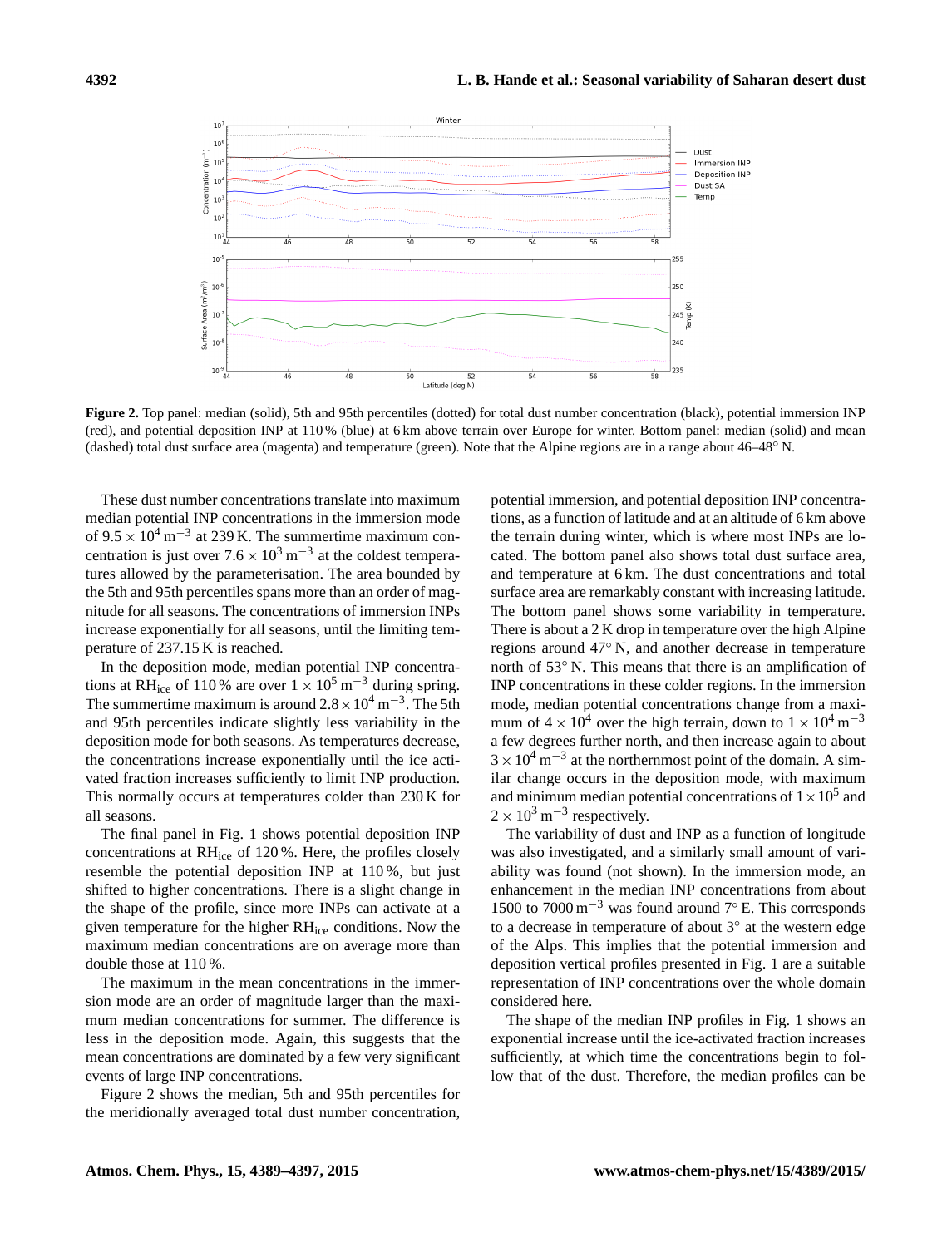**Figure 2.** Top panel: median (solid), 5th and 95th percentiles (dotted) for total dust number concentration (black), potential immersion INP (red), and potential deposition INP at 110 % (blue) at 6 km above terrain over Europe for winter. Bottom panel: median (solid) and mean (dashed) total dust surface area (magenta) and temperature (green). Note that the Alpine regions are in a range about 46–48° N.

These dust number concentrations translate into maximum median potential INP concentrations in the immersion mode of $9.5 \times 10^4\,\mathrm{m}^{-3}$ at 239 K. The summertime maximum concentration is just over $7.6 \times 10^3\,\mathrm{m}^{-3}$ at the coldest temperatures allowed by the parameterisation. The area bounded by the 5th and 95th percentiles spans more than an order of magnitude for all seasons. The concentrations of immersion INPs increase exponentially for all seasons, until the limiting temperature of 237.15 K is reached.

In the deposition mode, median potential INP concentrations at $\mathrm{RH_{ice}}$ of 110 % are over $1 \times 10^5\,\mathrm{m}^{-3}$ during spring. The summertime maximum is around $2.8 \times 10^4\,\mathrm{m}^{-3}$. The 5th and 95th percentiles indicate slightly less variability in the deposition mode for both seasons. As temperatures decrease, the concentrations increase exponentially until the ice activated fraction increases sufficiently to limit INP production. This normally occurs at temperatures colder than 230 K for all seasons.

The final panel in Fig. 1 shows potential deposition INP concentrations at $\mathrm{RH_{ice}}$ of 120 %. Here, the profiles closely resemble the potential deposition INP at 110 %, but just shifted to higher concentrations. There is a slight change in the shape of the profile, since more INPs can activate at a given temperature for the higher $\mathrm{RH_{ice}}$ conditions. Now the maximum median concentrations are on average more than double those at 110 %.

The maximum in the mean concentrations in the immersion mode are an order of magnitude larger than the maximum median concentrations for summer. The difference is less in the deposition mode. Again, this suggests that the mean concentrations are dominated by a few very significant events of large INP concentrations.

Figure 2 shows the median, 5th and 95th percentiles for the meridionally averaged total dust number concentration, potential immersion, and potential deposition INP concentrations, as a function of latitude and at an altitude of 6 km above the terrain during winter, which is where most INPs are located. The bottom panel also shows total dust surface area, and temperature at 6 km. The dust concentrations and total surface area are remarkably constant with increasing latitude. The bottom panel shows some variability in temperature. There is about a 2 K drop in temperature over the high Alpine regions around 47° N, and another decrease in temperature north of 53° N. This means that there is an amplification of INP concentrations in these colder regions. In the immersion mode, median potential concentrations change from a maximum of $4 \times 10^4$ over the high terrain, down to $1 \times 10^4\,\mathrm{m}^{-3}$ a few degrees further north, and then increase again to about $3 \times 10^4\,\mathrm{m}^{-3}$ at the northernmost point of the domain. A similar change occurs in the deposition mode, with maximum and minimum median potential concentrations of $1 \times 10^5$ and $2 \times 10^3\,\mathrm{m}^{-3}$ respectively.

The variability of dust and INP as a function of longitude was also investigated, and a similarly small amount of variability was found (not shown). In the immersion mode, an enhancement in the median INP concentrations from about 1500 to $7000\,\mathrm{m}^{-3}$ was found around 7° E. This corresponds to a decrease in temperature of about 3° at the western edge of the Alps. This implies that the potential immersion and deposition vertical profiles presented in Fig. 1 are a suitable representation of INP concentrations over the whole domain considered here.

The shape of the median INP profiles in Fig. 1 shows an exponential increase until the ice-activated fraction increases sufficiently, at which time the concentrations begin to follow that of the dust. Therefore, the median profiles can be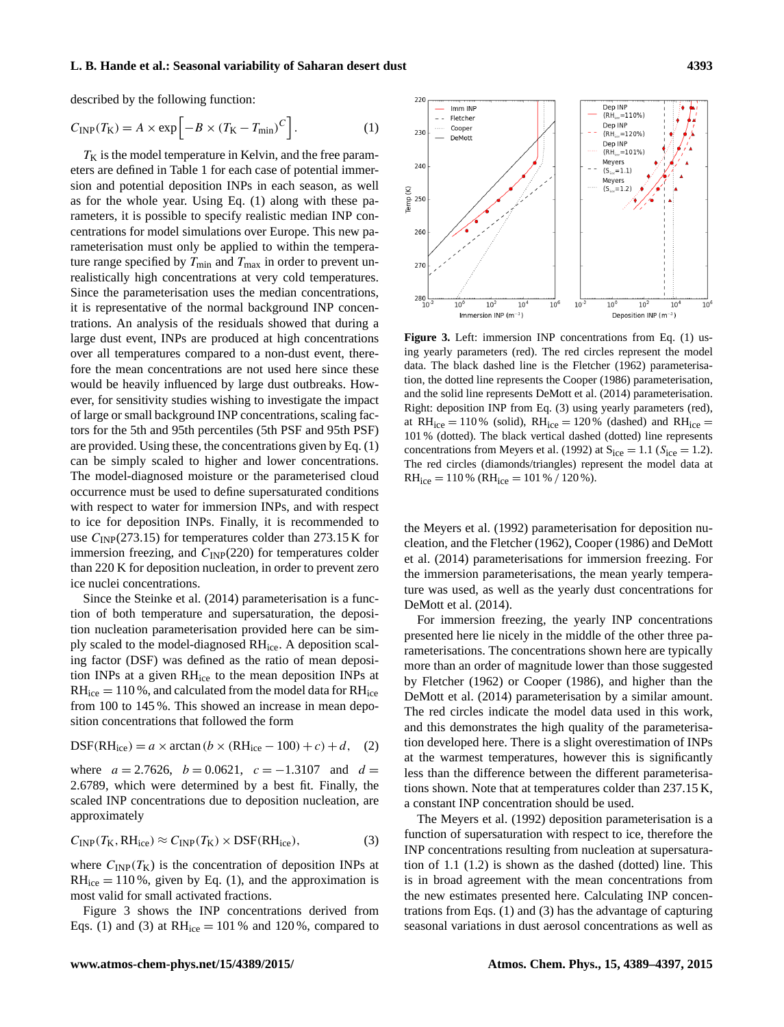described by the following function:

$$C_{\mathrm{INP}}(T_\mathrm{K}) = A \times \exp\left[-B \times (T_\mathrm{K} - T_{\min})^C\right]. \quad (1)$$

$T_\mathrm{K}$ is the model temperature in Kelvin, and the free parameters are defined in Table 1 for each case of potential immersion and potential deposition INPs in each season, as well as for the whole year. Using Eq. (1) along with these parameters, it is possible to specify realistic median INP concentrations for model simulations over Europe. This new parameterisation must only be applied to within the temperature range specified by $T_{\min}$ and $T_{\max}$ in order to prevent unrealistically high concentrations at very cold temperatures. Since the parameterisation uses the median concentrations, it is representative of the normal background INP concentrations. An analysis of the residuals showed that during a large dust event, INPs are produced at high concentrations over all temperatures compared to a non-dust event, therefore the mean concentrations are not used here since these would be heavily influenced by large dust outbreaks. However, for sensitivity studies wishing to investigate the impact of large or small background INP concentrations, scaling factors for the 5th and 95th percentiles (5th PSF and 95th PSF) are provided. Using these, the concentrations given by Eq. (1) can be simply scaled to higher and lower concentrations. The model-diagnosed moisture or the parameterised cloud occurrence must be used to define supersaturated conditions with respect to water for immersion INPs, and with respect to ice for deposition INPs. Finally, it is recommended to use $C_{\mathrm{INP}}(273.15)$ for temperatures colder than 273.15 K for immersion freezing, and $C_{\mathrm{INP}}(220)$ for temperatures colder than 220 K for deposition nucleation, in order to prevent zero ice nuclei concentrations.

Since the Steinke et al. (2014) parameterisation is a function of both temperature and supersaturation, the deposition nucleation parameterisation provided here can be simply scaled to the model-diagnosed $\mathrm{RH_{ice}}$. A deposition scaling factor (DSF) was defined as the ratio of mean deposition INPs at a given $\mathrm{RH_{ice}}$ to the mean deposition INPs at $\mathrm{RH_{ice}} = 110\,\%$, and calculated from the model data for $\mathrm{RH_{ice}}$ from 100 to 145 %. This showed an increase in mean deposition concentrations that followed the form

$$\mathrm{DSF}(\mathrm{RH_{ice}}) = a \times \arctan\left(b \times (\mathrm{RH_{ice}} - 100) + c\right) + d, \quad (2)$$

where $a = 2.7626$, $b = 0.0621$, $c = -1.3107$ and $d = 2.6789$, which were determined by a best fit. Finally, the scaled INP concentrations due to deposition nucleation, are approximately

$$C_{\mathrm{INP}}(T_\mathrm{K}, \mathrm{RH_{ice}}) \approx C_{\mathrm{INP}}(T_\mathrm{K}) \times \mathrm{DSF}(\mathrm{RH_{ice}}), \quad (3)$$

where $C_{\mathrm{INP}}(T_\mathrm{K})$ is the concentration of deposition INPs at $\mathrm{RH_{ice}} = 110\,\%$, given by Eq. (1), and the approximation is most valid for small activated fractions.

Figure 3 shows the INP concentrations derived from Eqs. (1) and (3) at $\mathrm{RH_{ice}} = 101\,\%$ and 120 %, compared to the Meyers et al. (1992) parameterisation for deposition nucleation, and the Fletcher (1962), Cooper (1986) and DeMott et al. (2014) parameterisations for immersion freezing. For the immersion parameterisations, the mean yearly temperature was used, as well as the yearly dust concentrations for DeMott et al. (2014).

For immersion freezing, the yearly INP concentrations presented here lie nicely in the middle of the other three parameterisations. The concentrations shown here are typically more than an order of magnitude lower than those suggested by Fletcher (1962) or Cooper (1986), and higher than the DeMott et al. (2014) parameterisation by a similar amount. The red circles indicate the model data used in this work, and this demonstrates the high quality of the parameterisation developed here. There is a slight overestimation of INPs at the warmest temperatures, however this is significantly less than the difference between the different parameterisations shown. Note that at temperatures colder than 237.15 K, a constant INP concentration should be used.

The Meyers et al. (1992) deposition parameterisation is a function of supersaturation with respect to ice, therefore the INP concentrations resulting from nucleation at supersaturation of 1.1 (1.2) is shown as the dashed (dotted) line. This is in broad agreement with the mean concentrations from the new estimates presented here. Calculating INP concentrations from Eqs. (1) and (3) has the advantage of capturing seasonal variations in dust aerosol concentrations as well as

**Figure 3.** Left: immersion INP concentrations from Eq. (1) using yearly parameters (red). The red circles represent the model data. The black dashed line is the Fletcher (1962) parameterisation, the dotted line represents the Cooper (1986) parameterisation, and the solid line represents DeMott et al. (2014) parameterisation. Right: deposition INP from Eq. (3) using yearly parameters (red), at $\mathrm{RH_{ice}} = 110\,\%$ (solid), $\mathrm{RH_{ice}} = 120\,\%$ (dashed) and $\mathrm{RH_{ice}} = 101\,\%$ (dotted). The black vertical dashed (dotted) line represents concentrations from Meyers et al. (1992) at $S_{\mathrm{ice}} = 1.1$ ($S_{\mathrm{ice}} = 1.2$). The red circles (diamonds/triangles) represent the model data at $\mathrm{RH_{ice}} = 110\,\%$ ($\mathrm{RH_{ice}} = 101\,\%$ / 120 %).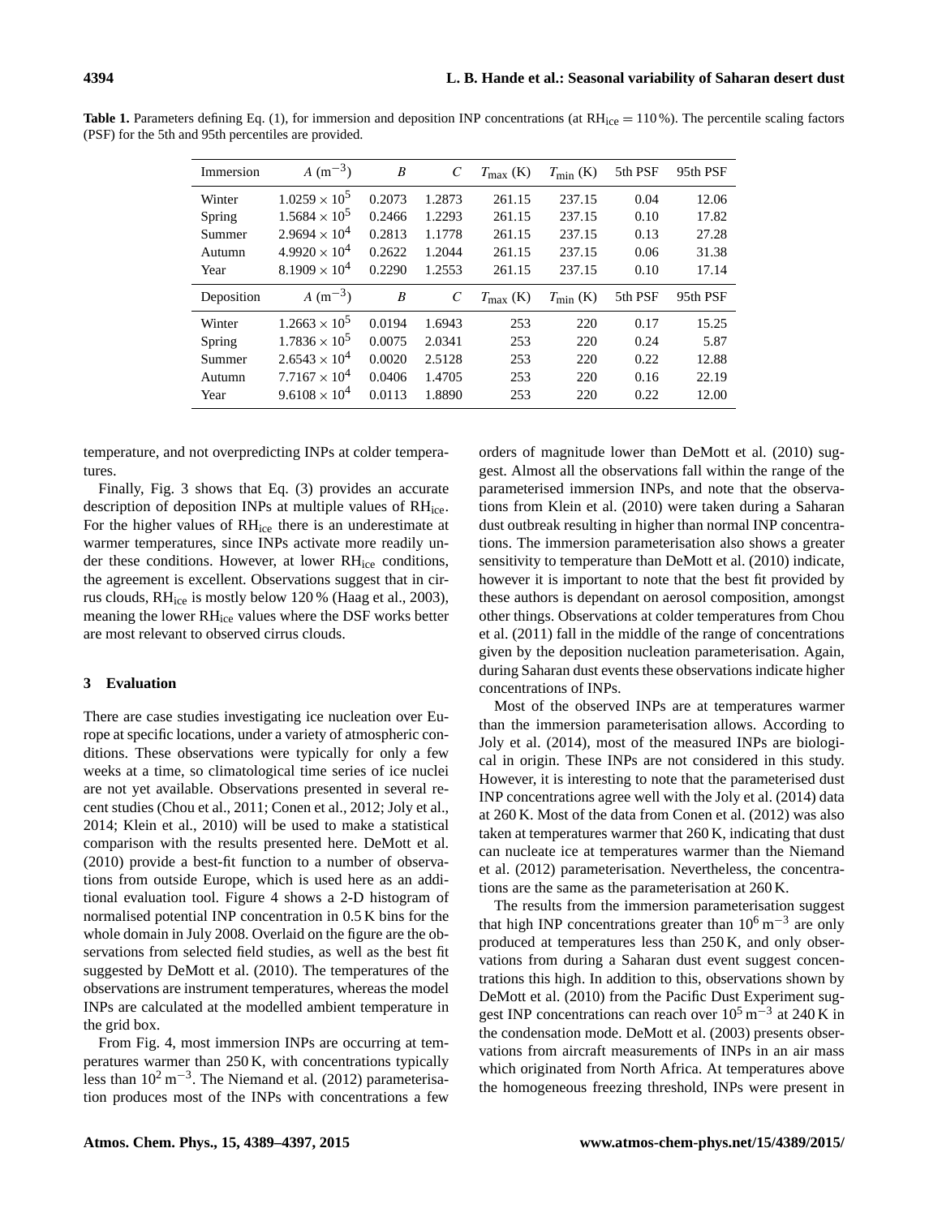**Table 1.** Parameters defining Eq. (1), for immersion and deposition INP concentrations (at $RH_{ice} = 110\,\%$). The percentile scaling factors (PSF) for the 5th and 95th percentiles are provided.

| Immersion | $A$ ($m^{-3}$) | $B$ | $C$ | $T_{max}$ (K) | $T_{min}$ (K) | 5th PSF | 95th PSF |
|---|---|---|---|---|---|---|---|
| Winter | $1.0259 \times 10^5$ | 0.2073 | 1.2873 | 261.15 | 237.15 | 0.04 | 12.06 |
| Spring | $1.5684 \times 10^5$ | 0.2466 | 1.2293 | 261.15 | 237.15 | 0.10 | 17.82 |
| Summer | $2.9694 \times 10^4$ | 0.2813 | 1.1778 | 261.15 | 237.15 | 0.13 | 27.28 |
| Autumn | $4.9920 \times 10^4$ | 0.2622 | 1.2044 | 261.15 | 237.15 | 0.06 | 31.38 |
| Year | $8.1909 \times 10^4$ | 0.2290 | 1.2553 | 261.15 | 237.15 | 0.10 | 17.14 |
| **Deposition** | $A$ ($m^{-3}$) | $B$ | $C$ | $T_{max}$ (K) | $T_{min}$ (K) | 5th PSF | 95th PSF |
| Winter | $1.2663 \times 10^5$ | 0.0194 | 1.6943 | 253 | 220 | 0.17 | 15.25 |
| Spring | $1.7836 \times 10^5$ | 0.0075 | 2.0341 | 253 | 220 | 0.24 | 5.87 |
| Summer | $2.6543 \times 10^4$ | 0.0020 | 2.5128 | 253 | 220 | 0.22 | 12.88 |
| Autumn | $7.7167 \times 10^4$ | 0.0406 | 1.4705 | 253 | 220 | 0.16 | 22.19 |
| Year | $9.6108 \times 10^4$ | 0.0113 | 1.8890 | 253 | 220 | 0.22 | 12.00 |

temperature, and not overpredicting INPs at colder temperatures.

Finally, Fig. 3 shows that Eq. (3) provides an accurate description of deposition INPs at multiple values of $RH_{ice}$. For the higher values of $RH_{ice}$ there is an underestimate at warmer temperatures, since INPs activate more readily under these conditions. However, at lower $RH_{ice}$ conditions, the agreement is excellent. Observations suggest that in cirrus clouds, $RH_{ice}$ is mostly below 120 % (Haag et al., 2003), meaning the lower $RH_{ice}$ values where the DSF works better are most relevant to observed cirrus clouds.

## 3 Evaluation

There are case studies investigating ice nucleation over Europe at specific locations, under a variety of atmospheric conditions. These observations were typically for only a few weeks at a time, so climatological time series of ice nuclei are not yet available. Observations presented in several recent studies (Chou et al., 2011; Conen et al., 2012; Joly et al., 2014; Klein et al., 2010) will be used to make a statistical comparison with the results presented here. DeMott et al. (2010) provide a best-fit function to a number of observations from outside Europe, which is used here as an additional evaluation tool. Figure 4 shows a 2-D histogram of normalised potential INP concentration in 0.5 K bins for the whole domain in July 2008. Overlaid on the figure are the observations from selected field studies, as well as the best fit suggested by DeMott et al. (2010). The temperatures of the observations are instrument temperatures, whereas the model INPs are calculated at the modelled ambient temperature in the grid box.

From Fig. 4, most immersion INPs are occurring at temperatures warmer than 250 K, with concentrations typically less than $10^2\,m^{-3}$. The Niemand et al. (2012) parameterisation produces most of the INPs with concentrations a few orders of magnitude lower than DeMott et al. (2010) suggest. Almost all the observations fall within the range of the parameterised immersion INPs, and note that the observations from Klein et al. (2010) were taken during a Saharan dust outbreak resulting in higher than normal INP concentrations. The immersion parameterisation also shows a greater sensitivity to temperature than DeMott et al. (2010) indicate, however it is important to note that the best fit provided by these authors is dependant on aerosol composition, amongst other things. Observations at colder temperatures from Chou et al. (2011) fall in the middle of the range of concentrations given by the deposition nucleation parameterisation. Again, during Saharan dust events these observations indicate higher concentrations of INPs.

Most of the observed INPs are at temperatures warmer than the immersion parameterisation allows. According to Joly et al. (2014), most of the measured INPs are biological in origin. These INPs are not considered in this study. However, it is interesting to note that the parameterised dust INP concentrations agree well with the Joly et al. (2014) data at 260 K. Most of the data from Conen et al. (2012) was also taken at temperatures warmer that 260 K, indicating that dust can nucleate ice at temperatures warmer than the Niemand et al. (2012) parameterisation. Nevertheless, the concentrations are the same as the parameterisation at 260 K.

The results from the immersion parameterisation suggest that high INP concentrations greater than $10^6\,m^{-3}$ are only produced at temperatures less than 250 K, and only observations from during a Saharan dust event suggest concentrations this high. In addition to this, observations shown by DeMott et al. (2010) from the Pacific Dust Experiment suggest INP concentrations can reach over $10^5\,m^{-3}$ at 240 K in the condensation mode. DeMott et al. (2003) presents observations from aircraft measurements of INPs in an air mass which originated from North Africa. At temperatures above the homogeneous freezing threshold, INPs were present in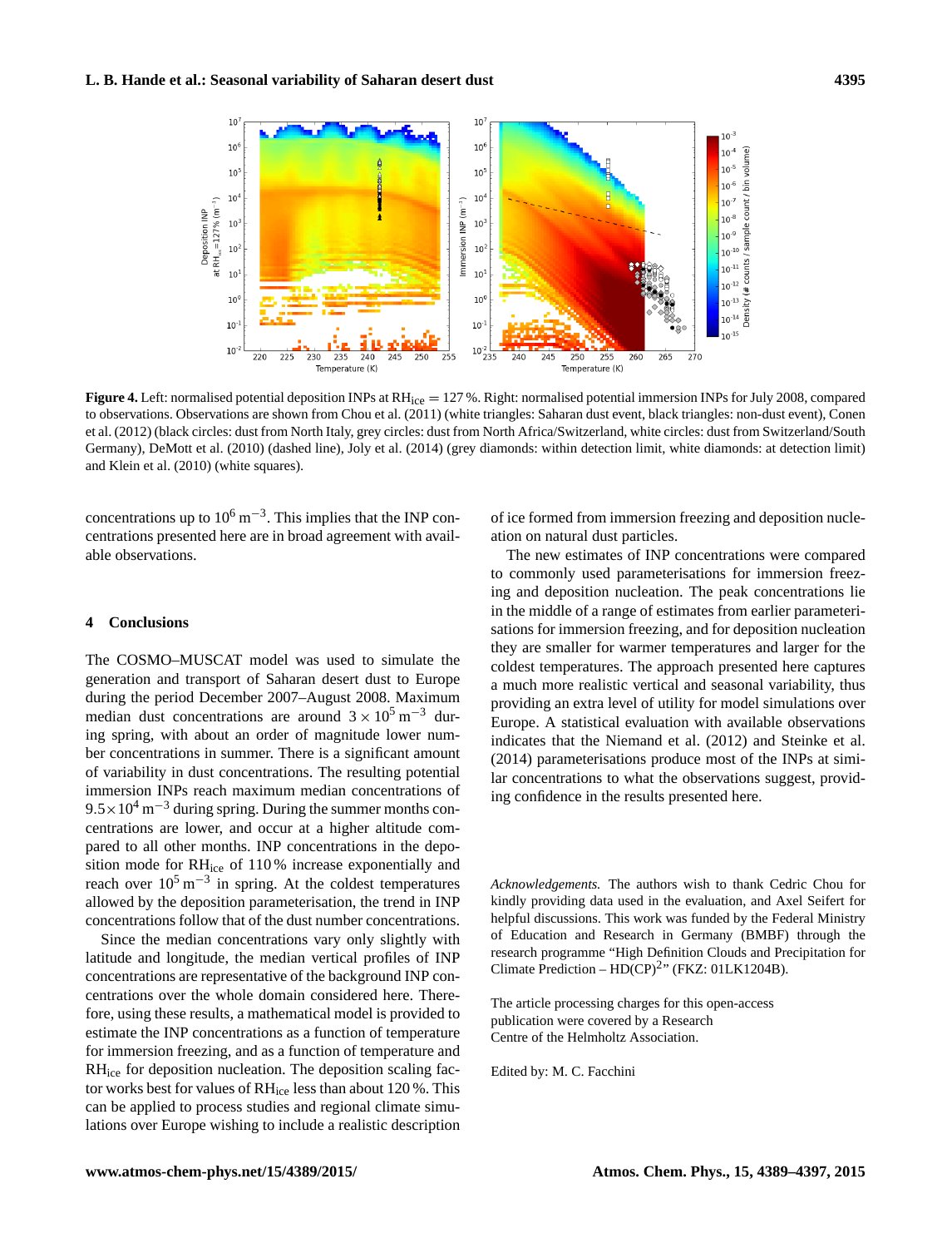**Figure 4.** Left: normalised potential deposition INPs at $RH_{ice} = 127\,\%$. Right: normalised potential immersion INPs for July 2008, compared to observations. Observations are shown from Chou et al. (2011) (white triangles: Saharan dust event, black triangles: non-dust event), Conen et al. (2012) (black circles: dust from North Italy, grey circles: dust from North Africa/Switzerland, white circles: dust from Switzerland/South Germany), DeMott et al. (2010) (dashed line), Joly et al. (2014) (grey diamonds: within detection limit, white diamonds: at detection limit) and Klein et al. (2010) (white squares).

concentrations up to $10^6\,m^{-3}$. This implies that the INP concentrations presented here are in broad agreement with available observations.

## 4 Conclusions

The COSMO–MUSCAT model was used to simulate the generation and transport of Saharan desert dust to Europe during the period December 2007–August 2008. Maximum median dust concentrations are around $3 \times 10^5\,m^{-3}$ during spring, with about an order of magnitude lower number concentrations in summer. There is a significant amount of variability in dust concentrations. The resulting potential immersion INPs reach maximum median concentrations of $9.5 \times 10^4\,m^{-3}$ during spring. During the summer months concentrations are lower, and occur at a higher altitude compared to all other months. INP concentrations in the deposition mode for $RH_{ice}$ of 110 % increase exponentially and reach over $10^5\,m^{-3}$ in spring. At the coldest temperatures allowed by the deposition parameterisation, the trend in INP concentrations follow that of the dust number concentrations.

Since the median concentrations vary only slightly with latitude and longitude, the median vertical profiles of INP concentrations are representative of the background INP concentrations over the whole domain considered here. Therefore, using these results, a mathematical model is provided to estimate the INP concentrations as a function of temperature for immersion freezing, and as a function of temperature and $RH_{ice}$ for deposition nucleation. The deposition scaling factor works best for values of $RH_{ice}$ less than about 120 %. This can be applied to process studies and regional climate simulations over Europe wishing to include a realistic description of ice formed from immersion freezing and deposition nucleation on natural dust particles.

The new estimates of INP concentrations were compared to commonly used parameterisations for immersion freezing and deposition nucleation. The peak concentrations lie in the middle of a range of estimates from earlier parameterisations for immersion freezing, and for deposition nucleation they are smaller for warmer temperatures and larger for the coldest temperatures. The approach presented here captures a much more realistic vertical and seasonal variability, thus providing an extra level of utility for model simulations over Europe. A statistical evaluation with available observations indicates that the Niemand et al. (2012) and Steinke et al. (2014) parameterisations produce most of the INPs at similar concentrations to what the observations suggest, providing confidence in the results presented here.

*Acknowledgements.* The authors wish to thank Cedric Chou for kindly providing data used in the evaluation, and Axel Seifert for helpful discussions. This work was funded by the Federal Ministry of Education and Research in Germany (BMBF) through the research programme "High Definition Clouds and Precipitation for Climate Prediction – $HD(CP)^2$" (FKZ: 01LK1204B).

The article processing charges for this open-access publication were covered by a Research Centre of the Helmholtz Association.

Edited by: M. C. Facchini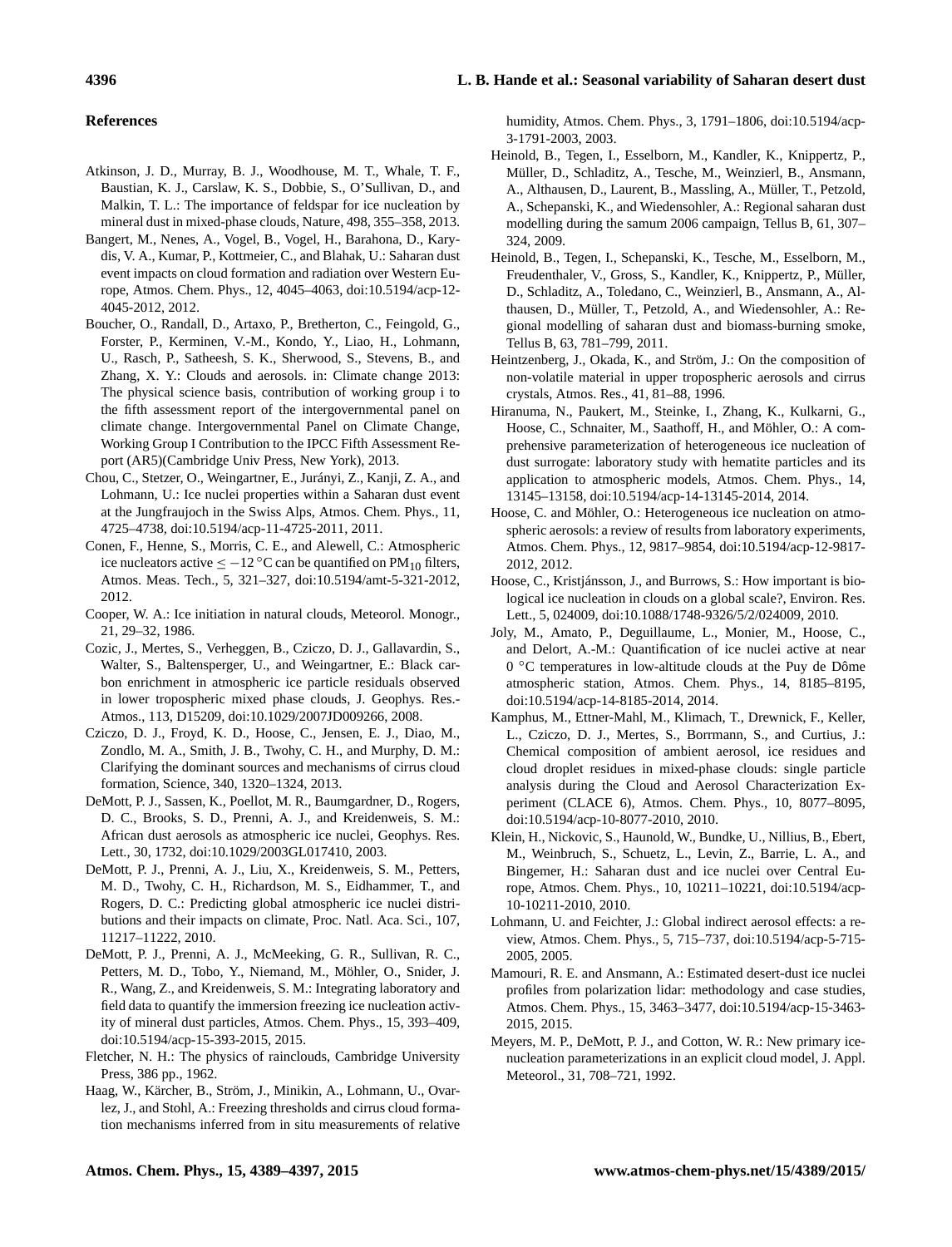## References

Atkinson, J. D., Murray, B. J., Woodhouse, M. T., Whale, T. F., Baustian, K. J., Carslaw, K. S., Dobbie, S., O'Sullivan, D., and Malkin, T. L.: The importance of feldspar for ice nucleation by mineral dust in mixed-phase clouds, Nature, 498, 355–358, 2013.

Bangert, M., Nenes, A., Vogel, B., Vogel, H., Barahona, D., Karydis, V. A., Kumar, P., Kottmeier, C., and Blahak, U.: Saharan dust event impacts on cloud formation and radiation over Western Europe, Atmos. Chem. Phys., 12, 4045–4063, doi:10.5194/acp-12-4045-2012, 2012.

Boucher, O., Randall, D., Artaxo, P., Bretherton, C., Feingold, G., Forster, P., Kerminen, V.-M., Kondo, Y., Liao, H., Lohmann, U., Rasch, P., Satheesh, S. K., Sherwood, S., Stevens, B., and Zhang, X. Y.: Clouds and aerosols. in: Climate change 2013: The physical science basis, contribution of working group i to the fifth assessment report of the intergovernmental panel on climate change. Intergovernmental Panel on Climate Change, Working Group I Contribution to the IPCC Fifth Assessment Report (AR5)(Cambridge Univ Press, New York), 2013.

Chou, C., Stetzer, O., Weingartner, E., Jurányi, Z., Kanji, Z. A., and Lohmann, U.: Ice nuclei properties within a Saharan dust event at the Jungfraujoch in the Swiss Alps, Atmos. Chem. Phys., 11, 4725–4738, doi:10.5194/acp-11-4725-2011, 2011.

Conen, F., Henne, S., Morris, C. E., and Alewell, C.: Atmospheric ice nucleators active $\leq -12\,^{\circ}\mathrm{C}$ can be quantified on $PM_{10}$ filters, Atmos. Meas. Tech., 5, 321–327, doi:10.5194/amt-5-321-2012, 2012.

Cooper, W. A.: Ice initiation in natural clouds, Meteorol. Monogr., 21, 29–32, 1986.

Cozic, J., Mertes, S., Verheggen, B., Cziczo, D. J., Gallavardin, S., Walter, S., Baltensperger, U., and Weingartner, E.: Black carbon enrichment in atmospheric ice particle residuals observed in lower tropospheric mixed phase clouds, J. Geophys. Res.-Atmos., 113, D15209, doi:10.1029/2007JD009266, 2008.

Cziczo, D. J., Froyd, K. D., Hoose, C., Jensen, E. J., Diao, M., Zondlo, M. A., Smith, J. B., Twohy, C. H., and Murphy, D. M.: Clarifying the dominant sources and mechanisms of cirrus cloud formation, Science, 340, 1320–1324, 2013.

DeMott, P. J., Sassen, K., Poellot, M. R., Baumgardner, D., Rogers, D. C., Brooks, S. D., Prenni, A. J., and Kreidenweis, S. M.: African dust aerosols as atmospheric ice nuclei, Geophys. Res. Lett., 30, 1732, doi:10.1029/2003GL017410, 2003.

DeMott, P. J., Prenni, A. J., Liu, X., Kreidenweis, S. M., Petters, M. D., Twohy, C. H., Richardson, M. S., Eidhammer, T., and Rogers, D. C.: Predicting global atmospheric ice nuclei distributions and their impacts on climate, Proc. Natl. Aca. Sci., 107, 11217–11222, 2010.

DeMott, P. J., Prenni, A. J., McMeeking, G. R., Sullivan, R. C., Petters, M. D., Tobo, Y., Niemand, M., Möhler, O., Snider, J. R., Wang, Z., and Kreidenweis, S. M.: Integrating laboratory and field data to quantify the immersion freezing ice nucleation activity of mineral dust particles, Atmos. Chem. Phys., 15, 393–409, doi:10.5194/acp-15-393-2015, 2015.

Fletcher, N. H.: The physics of rainclouds, Cambridge University Press, 386 pp., 1962.

Haag, W., Kärcher, B., Ström, J., Minikin, A., Lohmann, U., Ovarlez, J., and Stohl, A.: Freezing thresholds and cirrus cloud formation mechanisms inferred from in situ measurements of relative humidity, Atmos. Chem. Phys., 3, 1791–1806, doi:10.5194/acp-3-1791-2003, 2003.

Heinold, B., Tegen, I., Esselborn, M., Kandler, K., Knippertz, P., Müller, D., Schladitz, A., Tesche, M., Weinzierl, B., Ansmann, A., Althausen, D., Laurent, B., Massling, A., Müller, T., Petzold, A., Schepanski, K., and Wiedensohler, A.: Regional saharan dust modelling during the samum 2006 campaign, Tellus B, 61, 307–324, 2009.

Heinold, B., Tegen, I., Schepanski, K., Tesche, M., Esselborn, M., Freudenthaler, V., Gross, S., Kandler, K., Knippertz, P., Müller, D., Schladitz, A., Toledano, C., Weinzierl, B., Ansmann, A., Althausen, D., Müller, T., Petzold, A., and Wiedensohler, A.: Regional modelling of saharan dust and biomass-burning smoke, Tellus B, 63, 781–799, 2011.

Heintzenberg, J., Okada, K., and Ström, J.: On the composition of non-volatile material in upper tropospheric aerosols and cirrus crystals, Atmos. Res., 41, 81–88, 1996.

Hiranuma, N., Paukert, M., Steinke, I., Zhang, K., Kulkarni, G., Hoose, C., Schnaiter, M., Saathoff, H., and Möhler, O.: A comprehensive parameterization of heterogeneous ice nucleation of dust surrogate: laboratory study with hematite particles and its application to atmospheric models, Atmos. Chem. Phys., 14, 13145–13158, doi:10.5194/acp-14-13145-2014, 2014.

Hoose, C. and Möhler, O.: Heterogeneous ice nucleation on atmospheric aerosols: a review of results from laboratory experiments, Atmos. Chem. Phys., 12, 9817–9854, doi:10.5194/acp-12-9817-2012, 2012.

Hoose, C., Kristjánsson, J., and Burrows, S.: How important is biological ice nucleation in clouds on a global scale?, Environ. Res. Lett., 5, 024009, doi:10.1088/1748-9326/5/2/024009, 2010.

Joly, M., Amato, P., Deguillaume, L., Monier, M., Hoose, C., and Delort, A.-M.: Quantification of ice nuclei active at near $0\,^{\circ}\mathrm{C}$ temperatures in low-altitude clouds at the Puy de Dôme atmospheric station, Atmos. Chem. Phys., 14, 8185–8195, doi:10.5194/acp-14-8185-2014, 2014.

Kamphus, M., Ettner-Mahl, M., Klimach, T., Drewnick, F., Keller, L., Cziczo, D. J., Mertes, S., Borrmann, S., and Curtius, J.: Chemical composition of ambient aerosol, ice residues and cloud droplet residues in mixed-phase clouds: single particle analysis during the Cloud and Aerosol Characterization Experiment (CLACE 6), Atmos. Chem. Phys., 10, 8077–8095, doi:10.5194/acp-10-8077-2010, 2010.

Klein, H., Nickovic, S., Haunold, W., Bundke, U., Nillius, B., Ebert, M., Weinbruch, S., Schuetz, L., Levin, Z., Barrie, L. A., and Bingemer, H.: Saharan dust and ice nuclei over Central Europe, Atmos. Chem. Phys., 10, 10211–10221, doi:10.5194/acp-10-10211-2010, 2010.

Lohmann, U. and Feichter, J.: Global indirect aerosol effects: a review, Atmos. Chem. Phys., 5, 715–737, doi:10.5194/acp-5-715-2005, 2005.

Mamouri, R. E. and Ansmann, A.: Estimated desert-dust ice nuclei profiles from polarization lidar: methodology and case studies, Atmos. Chem. Phys., 15, 3463–3477, doi:10.5194/acp-15-3463-2015, 2015.

Meyers, M. P., DeMott, P. J., and Cotton, W. R.: New primary ice-nucleation parameterizations in an explicit cloud model, J. Appl. Meteorol., 31, 708–721, 1992.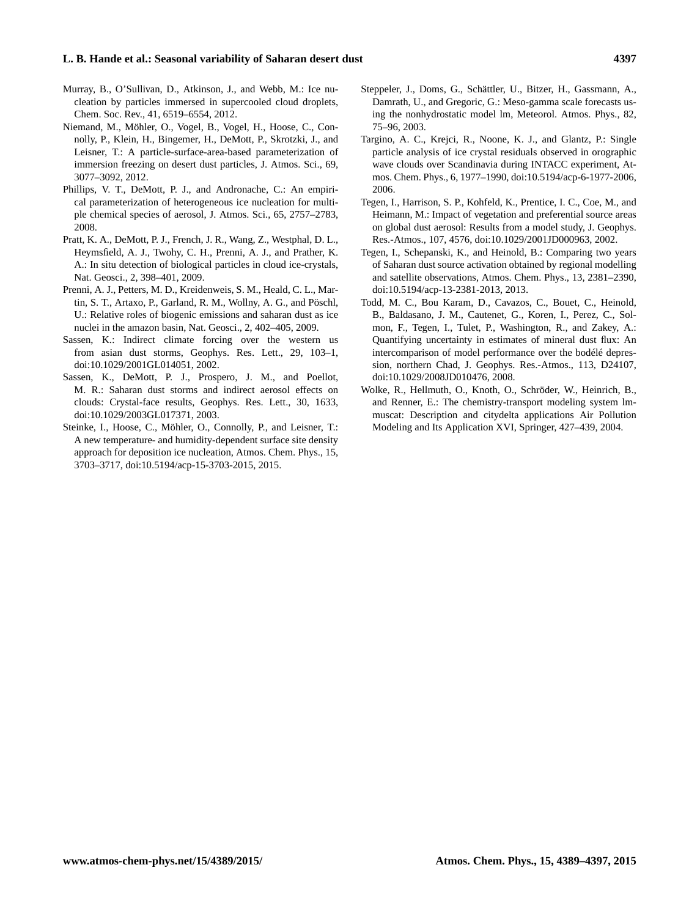Murray, B., O'Sullivan, D., Atkinson, J., and Webb, M.: Ice nucleation by particles immersed in supercooled cloud droplets, Chem. Soc. Rev., 41, 6519–6554, 2012.

Niemand, M., Möhler, O., Vogel, B., Vogel, H., Hoose, C., Connolly, P., Klein, H., Bingemer, H., DeMott, P., Skrotzki, J., and Leisner, T.: A particle-surface-area-based parameterization of immersion freezing on desert dust particles, J. Atmos. Sci., 69, 3077–3092, 2012.

Phillips, V. T., DeMott, P. J., and Andronache, C.: An empirical parameterization of heterogeneous ice nucleation for multiple chemical species of aerosol, J. Atmos. Sci., 65, 2757–2783, 2008.

Pratt, K. A., DeMott, P. J., French, J. R., Wang, Z., Westphal, D. L., Heymsfield, A. J., Twohy, C. H., Prenni, A. J., and Prather, K. A.: In situ detection of biological particles in cloud ice-crystals, Nat. Geosci., 2, 398–401, 2009.

Prenni, A. J., Petters, M. D., Kreidenweis, S. M., Heald, C. L., Martin, S. T., Artaxo, P., Garland, R. M., Wollny, A. G., and Pöschl, U.: Relative roles of biogenic emissions and saharan dust as ice nuclei in the amazon basin, Nat. Geosci., 2, 402–405, 2009.

Sassen, K.: Indirect climate forcing over the western us from asian dust storms, Geophys. Res. Lett., 29, 103–1, doi:10.1029/2001GL014051, 2002.

Sassen, K., DeMott, P. J., Prospero, J. M., and Poellot, M. R.: Saharan dust storms and indirect aerosol effects on clouds: Crystal-face results, Geophys. Res. Lett., 30, 1633, doi:10.1029/2003GL017371, 2003.

Steinke, I., Hoose, C., Möhler, O., Connolly, P., and Leisner, T.: A new temperature- and humidity-dependent surface site density approach for deposition ice nucleation, Atmos. Chem. Phys., 15, 3703–3717, doi:10.5194/acp-15-3703-2015, 2015.

Steppeler, J., Doms, G., Schättler, U., Bitzer, H., Gassmann, A., Damrath, U., and Gregoric, G.: Meso-gamma scale forecasts using the nonhydrostatic model lm, Meteorol. Atmos. Phys., 82, 75–96, 2003.

Targino, A. C., Krejci, R., Noone, K. J., and Glantz, P.: Single particle analysis of ice crystal residuals observed in orographic wave clouds over Scandinavia during INTACC experiment, Atmos. Chem. Phys., 6, 1977–1990, doi:10.5194/acp-6-1977-2006, 2006.

Tegen, I., Harrison, S. P., Kohfeld, K., Prentice, I. C., Coe, M., and Heimann, M.: Impact of vegetation and preferential source areas on global dust aerosol: Results from a model study, J. Geophys. Res.-Atmos., 107, 4576, doi:10.1029/2001JD000963, 2002.

Tegen, I., Schepanski, K., and Heinold, B.: Comparing two years of Saharan dust source activation obtained by regional modelling and satellite observations, Atmos. Chem. Phys., 13, 2381–2390, doi:10.5194/acp-13-2381-2013, 2013.

Todd, M. C., Bou Karam, D., Cavazos, C., Bouet, C., Heinold, B., Baldasano, J. M., Cautenet, G., Koren, I., Perez, C., Solmon, F., Tegen, I., Tulet, P., Washington, R., and Zakey, A.: Quantifying uncertainty in estimates of mineral dust flux: An intercomparison of model performance over the bodélé depression, northern Chad, J. Geophys. Res.-Atmos., 113, D24107, doi:10.1029/2008JD010476, 2008.

Wolke, R., Hellmuth, O., Knoth, O., Schröder, W., Heinrich, B., and Renner, E.: The chemistry-transport modeling system lm-muscat: Description and citydelta applications Air Pollution Modeling and Its Application XVI, Springer, 427–439, 2004.